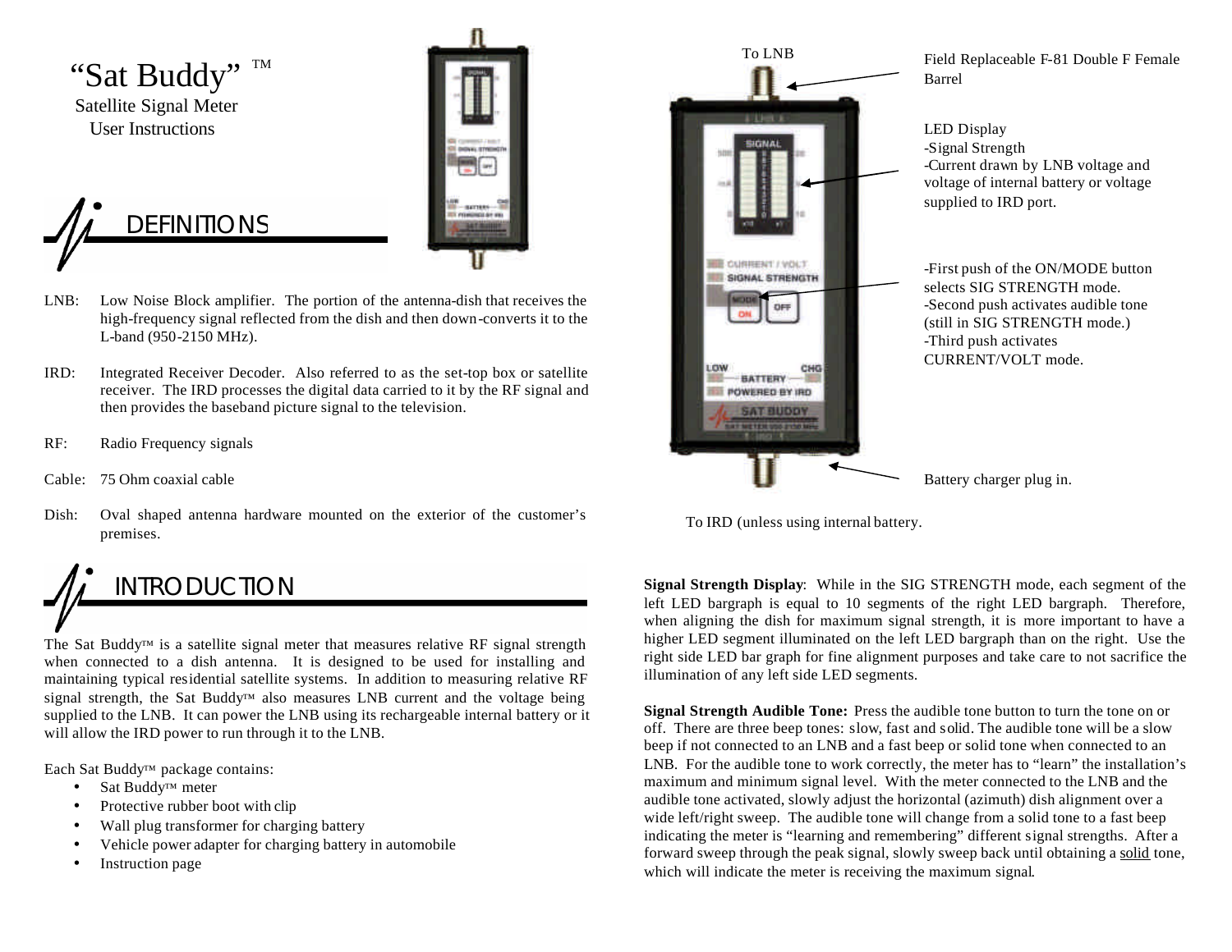# "Sat Buddy" ™

Satellite Signal Meter
User Instructions

## DEFINITIONS

LNB: Low Noise Block amplifier. The portion of the antenna-dish that receives the high-frequency signal reflected from the dish and then down-converts it to the L-band (950-2150 MHz).

IRD: Integrated Receiver Decoder. Also referred to as the set-top box or satellite receiver. The IRD processes the digital data carried to it by the RF signal and then provides the baseband picture signal to the television.

RF: Radio Frequency signals

Cable: 75 Ohm coaxial cable

Dish: Oval shaped antenna hardware mounted on the exterior of the customer's premises.

## INTRODUCTION

The Sat Buddy™ is a satellite signal meter that measures relative RF signal strength when connected to a dish antenna. It is designed to be used for installing and maintaining typical residential satellite systems. In addition to measuring relative RF signal strength, the Sat Buddy™ also measures LNB current and the voltage being supplied to the LNB. It can power the LNB using its rechargeable internal battery or it will allow the IRD power to run through it to the LNB.

Each Sat Buddy™ package contains:

- Sat Buddy™ meter
- Protective rubber boot with clip
- Wall plug transformer for charging battery
- Vehicle power adapter for charging battery in automobile
- Instruction page

To LNB

Field Replaceable F-81 Double F Female Barrel

LED Display
-Signal Strength
-Current drawn by LNB voltage and voltage of internal battery or voltage supplied to IRD port.

-First push of the ON/MODE button selects SIG STRENGTH mode.
-Second push activates audible tone (still in SIG STRENGTH mode.)
-Third push activates CURRENT/VOLT mode.

Battery charger plug in.

To IRD (unless using internal battery.

**Signal Strength Display**: While in the SIG STRENGTH mode, each segment of the left LED bargraph is equal to 10 segments of the right LED bargraph. Therefore, when aligning the dish for maximum signal strength, it is more important to have a higher LED segment illuminated on the left LED bargraph than on the right. Use the right side LED bar graph for fine alignment purposes and take care to not sacrifice the illumination of any left side LED segments.

**Signal Strength Audible Tone:** Press the audible tone button to turn the tone on or off. There are three beep tones: slow, fast and solid. The audible tone will be a slow beep if not connected to an LNB and a fast beep or solid tone when connected to an LNB. For the audible tone to work correctly, the meter has to "learn" the installation's maximum and minimum signal level. With the meter connected to the LNB and the audible tone activated, slowly adjust the horizontal (azimuth) dish alignment over a wide left/right sweep. The audible tone will change from a solid tone to a fast beep indicating the meter is "learning and remembering" different signal strengths. After a forward sweep through the peak signal, slowly sweep back until obtaining a solid tone, which will indicate the meter is receiving the maximum signal.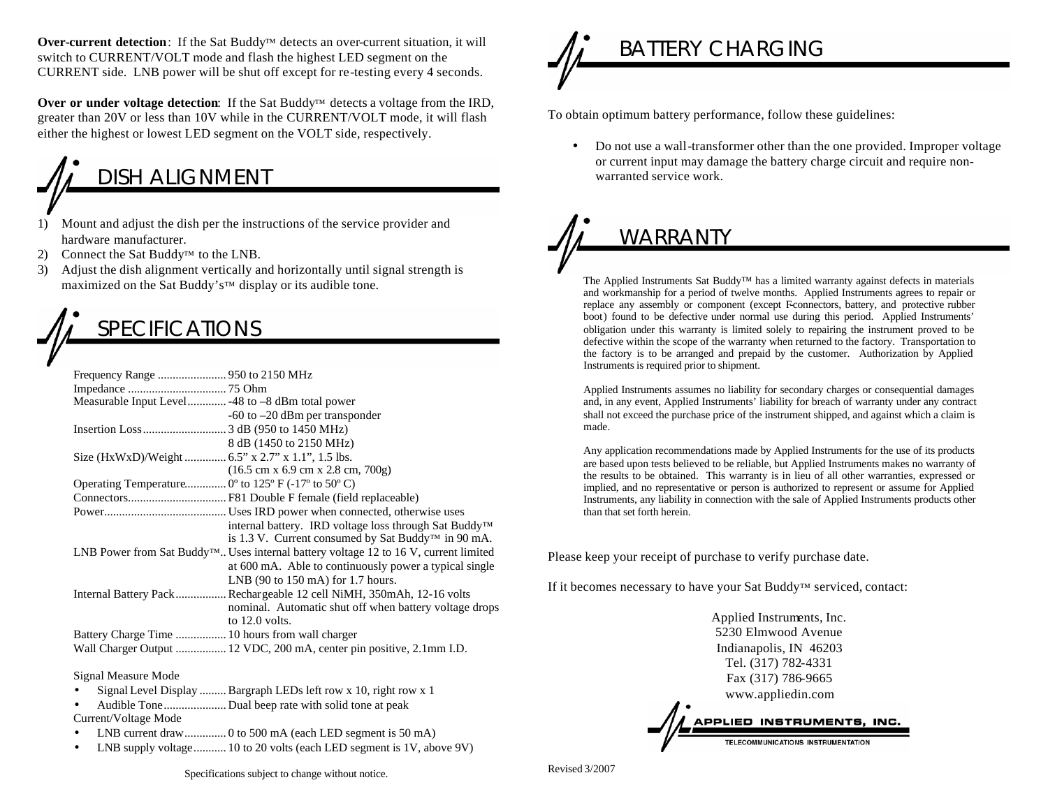**Over-current detection**: If the Sat Buddy™ detects an over-current situation, it will switch to CURRENT/VOLT mode and flash the highest LED segment on the CURRENT side. LNB power will be shut off except for re-testing every 4 seconds.

**Over or under voltage detection**: If the Sat Buddy™ detects a voltage from the IRD, greater than 20V or less than 10V while in the CURRENT/VOLT mode, it will flash either the highest or lowest LED segment on the VOLT side, respectively.

## DISH ALIGNMENT

1) Mount and adjust the dish per the instructions of the service provider and hardware manufacturer.
2) Connect the Sat Buddy™ to the LNB.
3) Adjust the dish alignment vertically and horizontally until signal strength is maximized on the Sat Buddy's™ display or its audible tone.

## SPECIFICATIONS

| | |
|---|---|
| Frequency Range | 950 to 2150 MHz |
| Impedance | 75 Ohm |
| Measurable Input Level | -48 to –8 dBm total power<br>-60 to –20 dBm per transponder |
| Insertion Loss | 3 dB (950 to 1450 MHz)<br>8 dB (1450 to 2150 MHz) |
| Size (HxWxD)/Weight | 6.5" x 2.7" x 1.1", 1.5 lbs.<br>(16.5 cm x 6.9 cm x 2.8 cm, 700g) |
| Operating Temperature | 0º to 125º F (-17º to 50º C) |
| Connectors | F81 Double F female (field replaceable) |
| Power | Uses IRD power when connected, otherwise uses internal battery. IRD voltage loss through Sat Buddy™ is 1.3 V. Current consumed by Sat Buddy™ in 90 mA. |
| LNB Power from Sat Buddy™ | Uses internal battery voltage 12 to 16 V, current limited at 600 mA. Able to continuously power a typical single LNB (90 to 150 mA) for 1.7 hours. |
| Internal Battery Pack | Rechargeable 12 cell NiMH, 350mAh, 12-16 volts nominal. Automatic shut off when battery voltage drops to 12.0 volts. |
| Battery Charge Time | 10 hours from wall charger |
| Wall Charger Output | 12 VDC, 200 mA, center pin positive, 2.1mm I.D. |

Signal Measure Mode

- Signal Level Display ......... Bargraph LEDs left row x 10, right row x 1
- Audible Tone ..................... Dual beep rate with solid tone at peak

Current/Voltage Mode

- LNB current draw .............. 0 to 500 mA (each LED segment is 50 mA)
- LNB supply voltage ........... 10 to 20 volts (each LED segment is 1V, above 9V)

Specifications subject to change without notice.

## BATTERY CHARGING

To obtain optimum battery performance, follow these guidelines:

- Do not use a wall-transformer other than the one provided. Improper voltage or current input may damage the battery charge circuit and require non-warranted service work.

## WARRANTY

The Applied Instruments Sat Buddy™ has a limited warranty against defects in materials and workmanship for a period of twelve months. Applied Instruments agrees to repair or replace any assembly or component (except F-connectors, battery, and protective rubber boot) found to be defective under normal use during this period. Applied Instruments' obligation under this warranty is limited solely to repairing the instrument proved to be defective within the scope of the warranty when returned to the factory. Transportation to the factory is to be arranged and prepaid by the customer. Authorization by Applied Instruments is required prior to shipment.

Applied Instruments assumes no liability for secondary charges or consequential damages and, in any event, Applied Instruments' liability for breach of warranty under any contract shall not exceed the purchase price of the instrument shipped, and against which a claim is made.

Any application recommendations made by Applied Instruments for the use of its products are based upon tests believed to be reliable, but Applied Instruments makes no warranty of the results to be obtained. This warranty is in lieu of all other warranties, expressed or implied, and no representative or person is authorized to represent or assume for Applied Instruments, any liability in connection with the sale of Applied Instruments products other than that set forth herein.

Please keep your receipt of purchase to verify purchase date.

If it becomes necessary to have your Sat Buddy™ serviced, contact:

Applied Instruments, Inc.
5230 Elmwood Avenue
Indianapolis, IN 46203
Tel. (317) 782-4331
Fax (317) 786-9665
www.appliedin.com

APPLIED INSTRUMENTS, INC.
TELECOMMUNICATIONS INSTRUMENTATION

Revised 3/2007